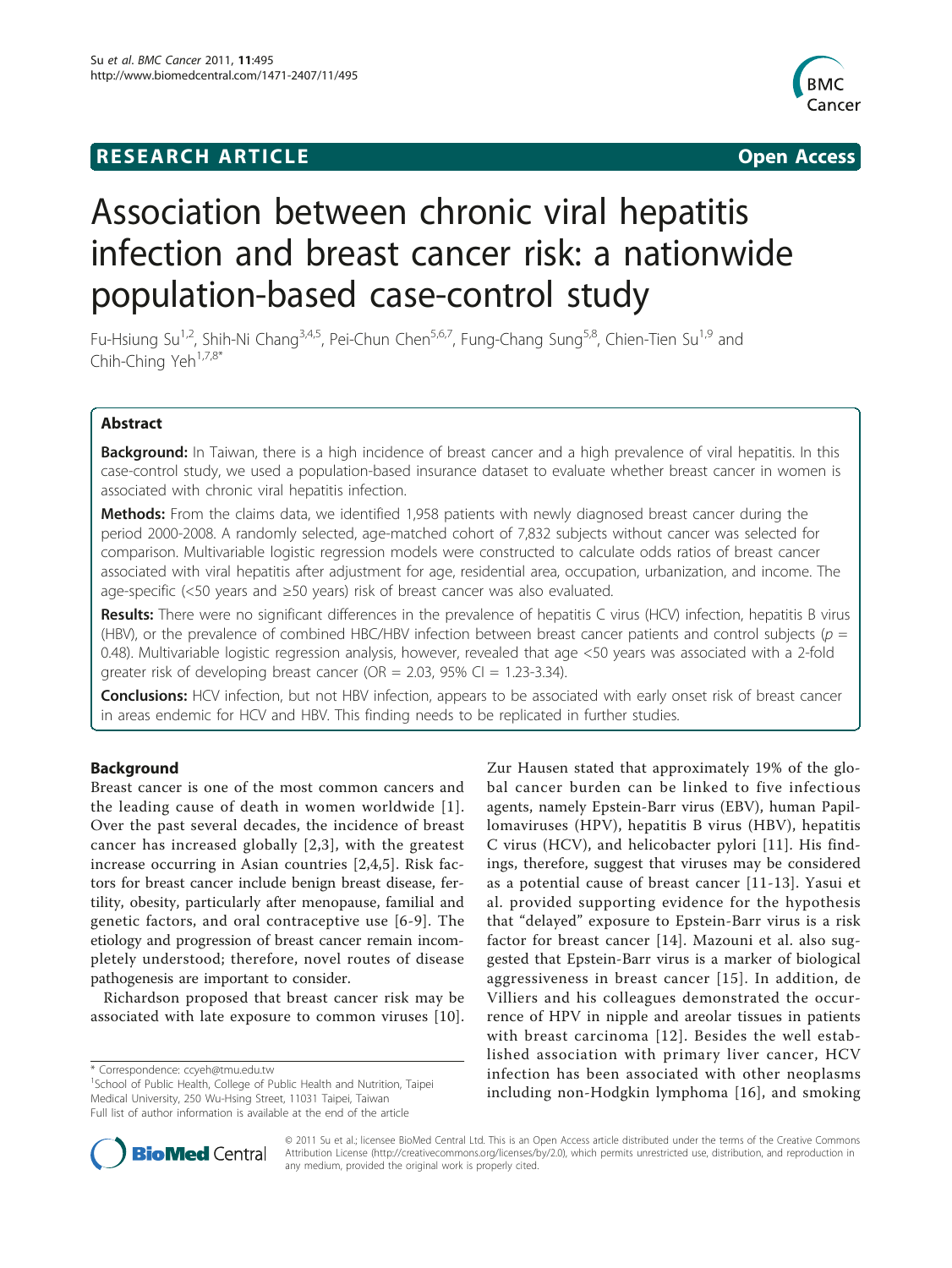RESEARCH ARTICLE **Open Access**

# Association between chronic viral hepatitis infection and breast cancer risk: a nationwide population-based case-control study

Fu-Hsiung Su[1,2], Shih-Ni Chang[3,4,5], Pei-Chun Chen[5,6,7], Fung-Chang Sung[5,8], Chien-Tien Su[1,9] and Chih-Ching Yeh[1,7,8*]

## Abstract

**Background:** In Taiwan, there is a high incidence of breast cancer and a high prevalence of viral hepatitis. In this case-control study, we used a population-based insurance dataset to evaluate whether breast cancer in women is associated with chronic viral hepatitis infection.

**Methods:** From the claims data, we identified 1,958 patients with newly diagnosed breast cancer during the period 2000-2008. A randomly selected, age-matched cohort of 7,832 subjects without cancer was selected for comparison. Multivariable logistic regression models were constructed to calculate odds ratios of breast cancer associated with viral hepatitis after adjustment for age, residential area, occupation, urbanization, and income. The age-specific (<50 years and ≥50 years) risk of breast cancer was also evaluated.

**Results:** There were no significant differences in the prevalence of hepatitis C virus (HCV) infection, hepatitis B virus (HBV), or the prevalence of combined HBC/HBV infection between breast cancer patients and control subjects ($p$ = 0.48). Multivariable logistic regression analysis, however, revealed that age <50 years was associated with a 2-fold greater risk of developing breast cancer (OR = 2.03, 95% CI = 1.23-3.34).

**Conclusions:** HCV infection, but not HBV infection, appears to be associated with early onset risk of breast cancer in areas endemic for HCV and HBV. This finding needs to be replicated in further studies.

## Background

Breast cancer is one of the most common cancers and the leading cause of death in women worldwide [1]. Over the past several decades, the incidence of breast cancer has increased globally [2,3], with the greatest increase occurring in Asian countries [2,4,5]. Risk factors for breast cancer include benign breast disease, fertility, obesity, particularly after menopause, familial and genetic factors, and oral contraceptive use [6-9]. The etiology and progression of breast cancer remain incompletely understood; therefore, novel routes of disease pathogenesis are important to consider.

Richardson proposed that breast cancer risk may be associated with late exposure to common viruses [10]. Zur Hausen stated that approximately 19% of the global cancer burden can be linked to five infectious agents, namely Epstein-Barr virus (EBV), human Papillomaviruses (HPV), hepatitis B virus (HBV), hepatitis C virus (HCV), and helicobacter pylori [11]. His findings, therefore, suggest that viruses may be considered as a potential cause of breast cancer [11-13]. Yasui et al. provided supporting evidence for the hypothesis that "delayed" exposure to Epstein-Barr virus is a risk factor for breast cancer [14]. Mazouni et al. also suggested that Epstein-Barr virus is a marker of biological aggressiveness in breast cancer [15]. In addition, de Villiers and his colleagues demonstrated the occurrence of HPV in nipple and areolar tissues in patients with breast carcinoma [12]. Besides the well established association with primary liver cancer, HCV infection has been associated with other neoplasms including non-Hodgkin lymphoma [16], and smoking

\* Correspondence: ccyeh@tmu.edu.tw
[1]School of Public Health, College of Public Health and Nutrition, Taipei Medical University, 250 Wu-Hsing Street, 11031 Taipei, Taiwan
Full list of author information is available at the end of the article

© 2011 Su et al.; licensee BioMed Central Ltd. This is an Open Access article distributed under the terms of the Creative Commons Attribution License (http://creativecommons.org/licenses/by/2.0), which permits unrestricted use, distribution, and reproduction in any medium, provided the original work is properly cited.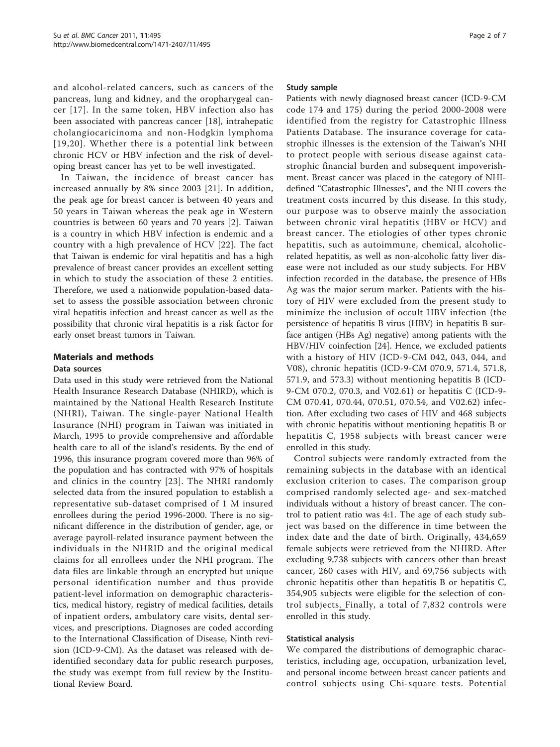and alcohol-related cancers, such as cancers of the pancreas, lung and kidney, and the oropharygeal cancer [17]. In the same token, HBV infection also has been associated with pancreas cancer [18], intrahepatic cholangiocaricinoma and non-Hodgkin lymphoma [19,20]. Whether there is a potential link between chronic HCV or HBV infection and the risk of developing breast cancer has yet to be well investigated.

In Taiwan, the incidence of breast cancer has increased annually by 8% since 2003 [21]. In addition, the peak age for breast cancer is between 40 years and 50 years in Taiwan whereas the peak age in Western countries is between 60 years and 70 years [2]. Taiwan is a country in which HBV infection is endemic and a country with a high prevalence of HCV [22]. The fact that Taiwan is endemic for viral hepatitis and has a high prevalence of breast cancer provides an excellent setting in which to study the association of these 2 entities. Therefore, we used a nationwide population-based dataset to assess the possible association between chronic viral hepatitis infection and breast cancer as well as the possibility that chronic viral hepatitis is a risk factor for early onset breast tumors in Taiwan.

## Materials and methods

### Data sources

Data used in this study were retrieved from the National Health Insurance Research Database (NHIRD), which is maintained by the National Health Research Institute (NHRI), Taiwan. The single-payer National Health Insurance (NHI) program in Taiwan was initiated in March, 1995 to provide comprehensive and affordable health care to all of the island's residents. By the end of 1996, this insurance program covered more than 96% of the population and has contracted with 97% of hospitals and clinics in the country [23]. The NHRI randomly selected data from the insured population to establish a representative sub-dataset comprised of 1 M insured enrollees during the period 1996-2000. There is no significant difference in the distribution of gender, age, or average payroll-related insurance payment between the individuals in the NHRID and the original medical claims for all enrollees under the NHI program. The data files are linkable through an encrypted but unique personal identification number and thus provide patient-level information on demographic characteristics, medical history, registry of medical facilities, details of inpatient orders, ambulatory care visits, dental services, and prescriptions. Diagnoses are coded according to the International Classification of Disease, Ninth revision (ICD-9-CM). As the dataset was released with de-identified secondary data for public research purposes, the study was exempt from full review by the Institutional Review Board.

### Study sample

Patients with newly diagnosed breast cancer (ICD-9-CM code 174 and 175) during the period 2000-2008 were identified from the registry for Catastrophic Illness Patients Database. The insurance coverage for catastrophic illnesses is the extension of the Taiwan's NHI to protect people with serious disease against catastrophic financial burden and subsequent impoverishment. Breast cancer was placed in the category of NHI-defined "Catastrophic Illnesses", and the NHI covers the treatment costs incurred by this disease. In this study, our purpose was to observe mainly the association between chronic viral hepatitis (HBV or HCV) and breast cancer. The etiologies of other types chronic hepatitis, such as autoimmune, chemical, alcoholic-related hepatitis, as well as non-alcoholic fatty liver disease were not included as our study subjects. For HBV infection recorded in the database, the presence of HBs Ag was the major serum marker. Patients with the history of HIV were excluded from the present study to minimize the inclusion of occult HBV infection (the persistence of hepatitis B virus (HBV) in hepatitis B surface antigen (HBs Ag) negative) among patients with the HBV/HIV coinfection [24]. Hence, we excluded patients with a history of HIV (ICD-9-CM 042, 043, 044, and V08), chronic hepatitis (ICD-9-CM 070.9, 571.4, 571.8, 571.9, and 573.3) without mentioning hepatitis B (ICD-9-CM 070.2, 070.3, and V02.61) or hepatitis C (ICD-9-CM 070.41, 070.44, 070.51, 070.54, and V02.62) infection. After excluding two cases of HIV and 468 subjects with chronic hepatitis without mentioning hepatitis B or hepatitis C, 1958 subjects with breast cancer were enrolled in this study.

Control subjects were randomly extracted from the remaining subjects in the database with an identical exclusion criterion to cases. The comparison group comprised randomly selected age- and sex-matched individuals without a history of breast cancer. The control to patient ratio was 4:1. The age of each study subject was based on the difference in time between the index date and the date of birth. Originally, 434,659 female subjects were retrieved from the NHIRD. After excluding 9,738 subjects with cancers other than breast cancer, 260 cases with HIV, and 69,756 subjects with chronic hepatitis other than hepatitis B or hepatitis C, 354,905 subjects were eligible for the selection of control subjects. Finally, a total of 7,832 controls were enrolled in this study.

### Statistical analysis

We compared the distributions of demographic characteristics, including age, occupation, urbanization level, and personal income between breast cancer patients and control subjects using Chi-square tests. Potential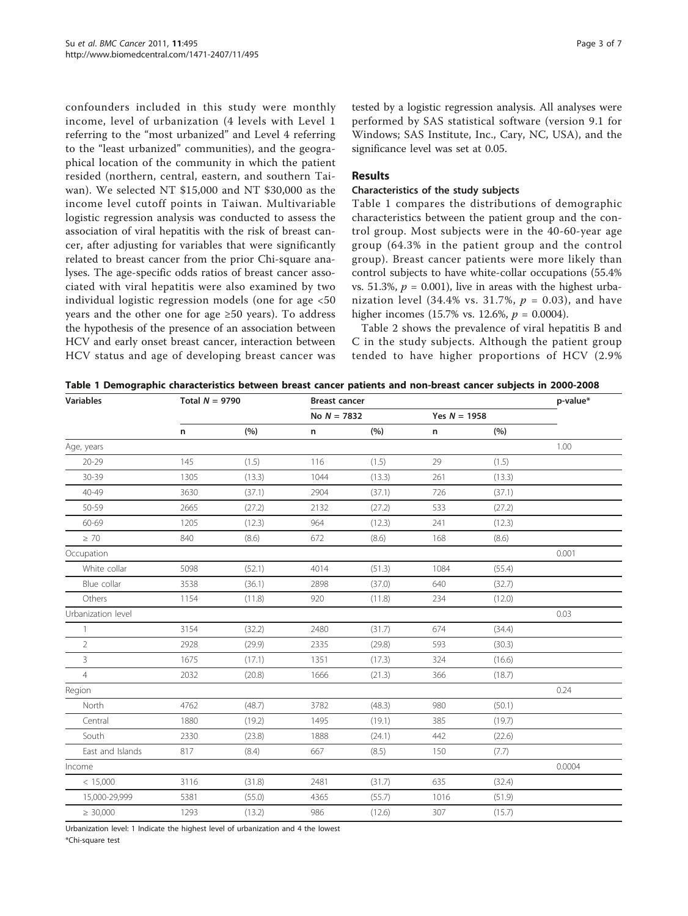confounders included in this study were monthly income, level of urbanization (4 levels with Level 1 referring to the "most urbanized" and Level 4 referring to the "least urbanized" communities), and the geographical location of the community in which the patient resided (northern, central, eastern, and southern Taiwan). We selected NT $15,000 and NT $30,000 as the income level cutoff points in Taiwan. Multivariable logistic regression analysis was conducted to assess the association of viral hepatitis with the risk of breast cancer, after adjusting for variables that were significantly related to breast cancer from the prior Chi-square analyses. The age-specific odds ratios of breast cancer associated with viral hepatitis were also examined by two individual logistic regression models (one for age <50 years and the other one for age ≥50 years). To address the hypothesis of the presence of an association between HCV and early onset breast cancer, interaction between HCV status and age of developing breast cancer was tested by a logistic regression analysis. All analyses were performed by SAS statistical software (version 9.1 for Windows; SAS Institute, Inc., Cary, NC, USA), and the significance level was set at 0.05.

## Results

### Characteristics of the study subjects

Table 1 compares the distributions of demographic characteristics between the patient group and the control group. Most subjects were in the 40-60-year age group (64.3% in the patient group and the control group). Breast cancer patients were more likely than control subjects to have white-collar occupations (55.4% vs. 51.3%, $p = 0.001$), live in areas with the highest urbanization level (34.4% vs. 31.7%, $p = 0.03$), and have higher incomes (15.7% vs. 12.6%, $p = 0.0004$).

Table 2 shows the prevalence of viral hepatitis B and C in the study subjects. Although the patient group tended to have higher proportions of HCV (2.9%

**Table 1 Demographic characteristics between breast cancer patients and non-breast cancer subjects in 2000-2008**

| Variables | Total N = 9790 | | Breast cancer | | | | p-value* |
|---|---|---|---|---|---|---|---|
| | | | No N = 7832 | | Yes N = 1958 | | |
| | n | (%) | n | (%) | n | (%) | |
| Age, years | | | | | | | 1.00 |
| 20-29 | 145 | (1.5) | 116 | (1.5) | 29 | (1.5) | |
| 30-39 | 1305 | (13.3) | 1044 | (13.3) | 261 | (13.3) | |
| 40-49 | 3630 | (37.1) | 2904 | (37.1) | 726 | (37.1) | |
| 50-59 | 2665 | (27.2) | 2132 | (27.2) | 533 | (27.2) | |
| 60-69 | 1205 | (12.3) | 964 | (12.3) | 241 | (12.3) | |
| ≥ 70 | 840 | (8.6) | 672 | (8.6) | 168 | (8.6) | |
| Occupation | | | | | | | 0.001 |
| White collar | 5098 | (52.1) | 4014 | (51.3) | 1084 | (55.4) | |
| Blue collar | 3538 | (36.1) | 2898 | (37.0) | 640 | (32.7) | |
| Others | 1154 | (11.8) | 920 | (11.8) | 234 | (12.0) | |
| Urbanization level | | | | | | | 0.03 |
| 1 | 3154 | (32.2) | 2480 | (31.7) | 674 | (34.4) | |
| 2 | 2928 | (29.9) | 2335 | (29.8) | 593 | (30.3) | |
| 3 | 1675 | (17.1) | 1351 | (17.3) | 324 | (16.6) | |
| 4 | 2032 | (20.8) | 1666 | (21.3) | 366 | (18.7) | |
| Region | | | | | | | 0.24 |
| North | 4762 | (48.7) | 3782 | (48.3) | 980 | (50.1) | |
| Central | 1880 | (19.2) | 1495 | (19.1) | 385 | (19.7) | |
| South | 2330 | (23.8) | 1888 | (24.1) | 442 | (22.6) | |
| East and Islands | 817 | (8.4) | 667 | (8.5) | 150 | (7.7) | |
| Income | | | | | | | 0.0004 |
| < 15,000 | 3116 | (31.8) | 2481 | (31.7) | 635 | (32.4) | |
| 15,000-29,999 | 5381 | (55.0) | 4365 | (55.7) | 1016 | (51.9) | |
| ≥ 30,000 | 1293 | (13.2) | 986 | (12.6) | 307 | (15.7) | |

Urbanization level: 1 Indicate the highest level of urbanization and 4 the lowest

*Chi-square test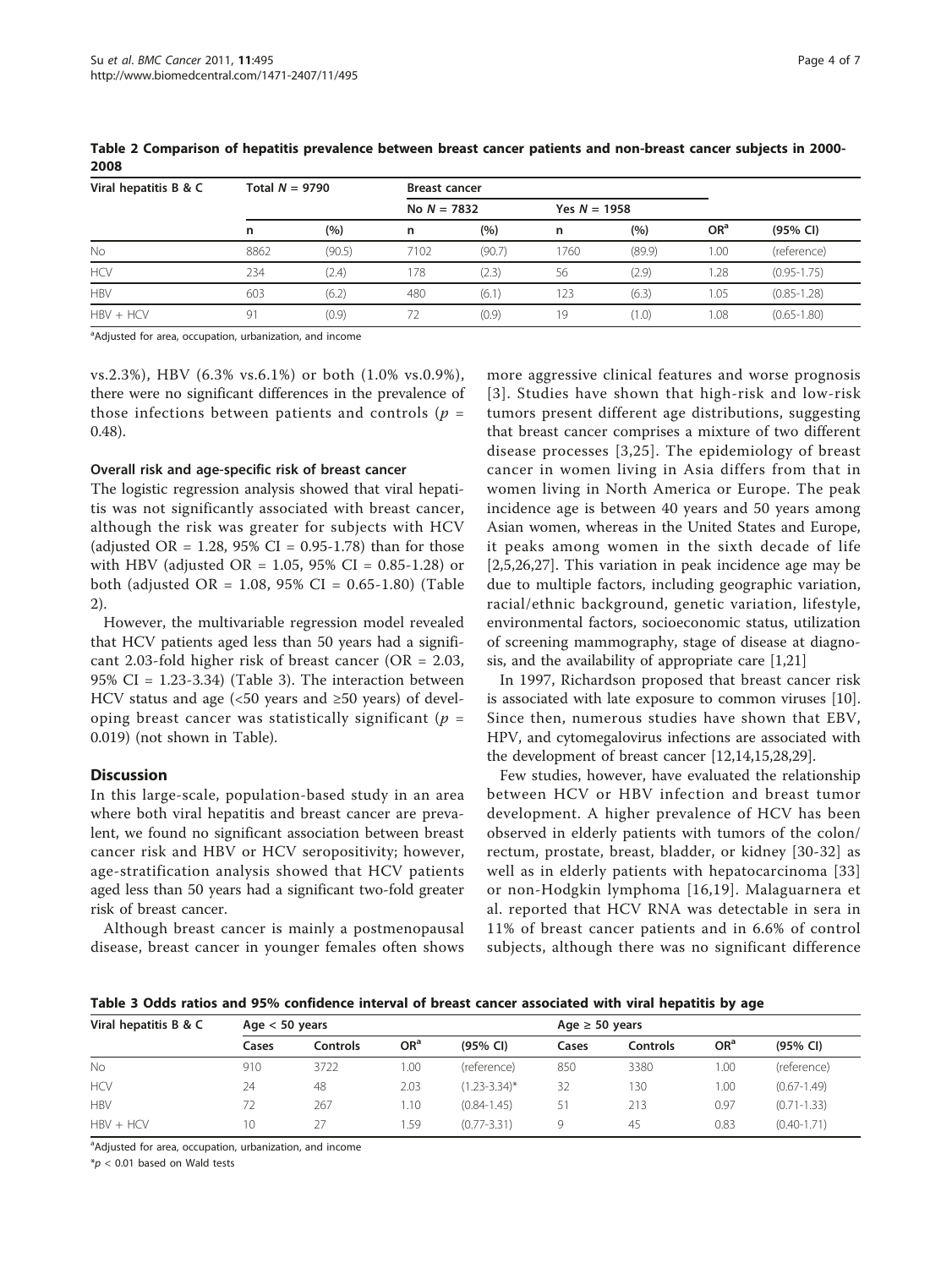**Table 2 Comparison of hepatitis prevalence between breast cancer patients and non-breast cancer subjects in 2000-2008**

| Viral hepatitis B & C | Total $N$ = 9790 | | Breast cancer | | | | | |
|---|---|---|---|---|---|---|---|---|
| | | | No $N$ = 7832 | | Yes $N$ = 1958 | | | |
| | n | (%) | n | (%) | n | (%) | OR[a] | (95% CI) |
| No | 8862 | (90.5) | 7102 | (90.7) | 1760 | (89.9) | 1.00 | (reference) |
| HCV | 234 | (2.4) | 178 | (2.3) | 56 | (2.9) | 1.28 | (0.95-1.75) |
| HBV | 603 | (6.2) | 480 | (6.1) | 123 | (6.3) | 1.05 | (0.85-1.28) |
| HBV + HCV | 91 | (0.9) | 72 | (0.9) | 19 | (1.0) | 1.08 | (0.65-1.80) |

[a]Adjusted for area, occupation, urbanization, and income

vs.2.3%), HBV (6.3% vs.6.1%) or both (1.0% vs.0.9%), there were no significant differences in the prevalence of those infections between patients and controls ($p$ = 0.48).

#### Overall risk and age-specific risk of breast cancer

The logistic regression analysis showed that viral hepatitis was not significantly associated with breast cancer, although the risk was greater for subjects with HCV (adjusted OR = 1.28, 95% CI = 0.95-1.78) than for those with HBV (adjusted OR = 1.05, 95% CI = 0.85-1.28) or both (adjusted OR = 1.08, 95% CI = 0.65-1.80) (Table 2).

However, the multivariable regression model revealed that HCV patients aged less than 50 years had a significant 2.03-fold higher risk of breast cancer (OR = 2.03, 95% CI = 1.23-3.34) (Table 3). The interaction between HCV status and age (<50 years and ≥50 years) of developing breast cancer was statistically significant ($p$ = 0.019) (not shown in Table).

## Discussion

In this large-scale, population-based study in an area where both viral hepatitis and breast cancer are prevalent, we found no significant association between breast cancer risk and HBV or HCV seropositivity; however, age-stratification analysis showed that HCV patients aged less than 50 years had a significant two-fold greater risk of breast cancer.

Although breast cancer is mainly a postmenopausal disease, breast cancer in younger females often shows more aggressive clinical features and worse prognosis [3]. Studies have shown that high-risk and low-risk tumors present different age distributions, suggesting that breast cancer comprises a mixture of two different disease processes [3,25]. The epidemiology of breast cancer in women living in Asia differs from that in women living in North America or Europe. The peak incidence age is between 40 years and 50 years among Asian women, whereas in the United States and Europe, it peaks among women in the sixth decade of life [2,5,26,27]. This variation in peak incidence age may be due to multiple factors, including geographic variation, racial/ethnic background, genetic variation, lifestyle, environmental factors, socioeconomic status, utilization of screening mammography, stage of disease at diagnosis, and the availability of appropriate care [1,21]

In 1997, Richardson proposed that breast cancer risk is associated with late exposure to common viruses [10]. Since then, numerous studies have shown that EBV, HPV, and cytomegalovirus infections are associated with the development of breast cancer [12,14,15,28,29].

Few studies, however, have evaluated the relationship between HCV or HBV infection and breast tumor development. A higher prevalence of HCV has been observed in elderly patients with tumors of the colon/rectum, prostate, breast, bladder, or kidney [30-32] as well as in elderly patients with hepatocarcinoma [33] or non-Hodgkin lymphoma [16,19]. Malaguarnera et al. reported that HCV RNA was detectable in sera in 11% of breast cancer patients and in 6.6% of control subjects, although there was no significant difference

**Table 3 Odds ratios and 95% confidence interval of breast cancer associated with viral hepatitis by age**

| Viral hepatitis B & C | Age < 50 years | | | | Age ≥ 50 years | | | |
|---|---|---|---|---|---|---|---|---|
| | Cases | Controls | OR[a] | (95% CI) | Cases | Controls | OR[a] | (95% CI) |
| No | 910 | 3722 | 1.00 | (reference) | 850 | 3380 | 1.00 | (reference) |
| HCV | 24 | 48 | 2.03 | (1.23-3.34)* | 32 | 130 | 1.00 | (0.67-1.49) |
| HBV | 72 | 267 | 1.10 | (0.84-1.45) | 51 | 213 | 0.97 | (0.71-1.33) |
| HBV + HCV | 10 | 27 | 1.59 | (0.77-3.31) | 9 | 45 | 0.83 | (0.40-1.71) |

[a]Adjusted for area, occupation, urbanization, and income

*$p$ < 0.01 based on Wald tests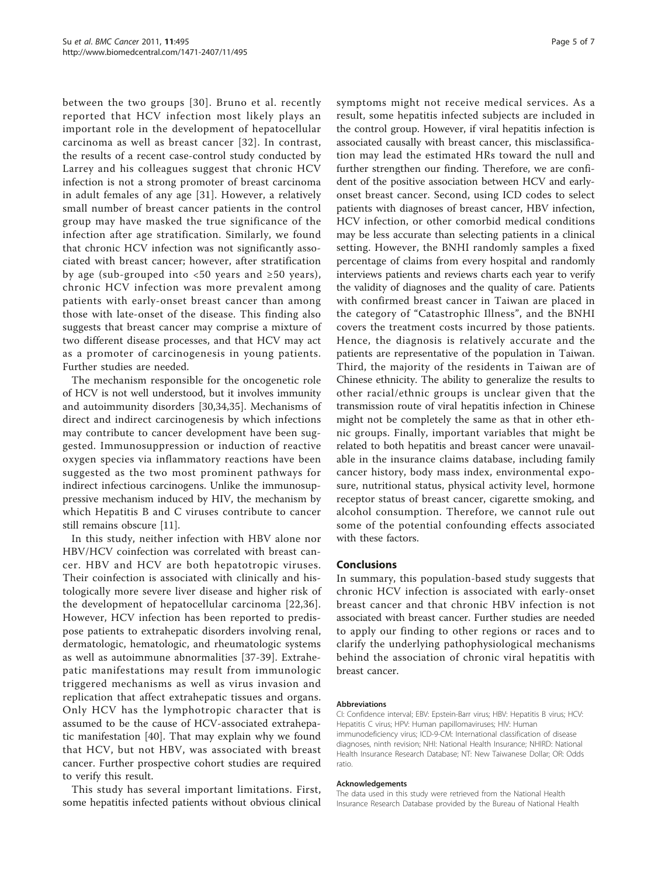between the two groups [30]. Bruno et al. recently reported that HCV infection most likely plays an important role in the development of hepatocellular carcinoma as well as breast cancer [32]. In contrast, the results of a recent case-control study conducted by Larrey and his colleagues suggest that chronic HCV infection is not a strong promoter of breast carcinoma in adult females of any age [31]. However, a relatively small number of breast cancer patients in the control group may have masked the true significance of the infection after age stratification. Similarly, we found that chronic HCV infection was not significantly associated with breast cancer; however, after stratification by age (sub-grouped into <50 years and ≥50 years), chronic HCV infection was more prevalent among patients with early-onset breast cancer than among those with late-onset of the disease. This finding also suggests that breast cancer may comprise a mixture of two different disease processes, and that HCV may act as a promoter of carcinogenesis in young patients. Further studies are needed.

The mechanism responsible for the oncogenetic role of HCV is not well understood, but it involves immunity and autoimmunity disorders [30,34,35]. Mechanisms of direct and indirect carcinogenesis by which infections may contribute to cancer development have been suggested. Immunosuppression or induction of reactive oxygen species via inflammatory reactions have been suggested as the two most prominent pathways for indirect infectious carcinogens. Unlike the immunosuppressive mechanism induced by HIV, the mechanism by which Hepatitis B and C viruses contribute to cancer still remains obscure [11].

In this study, neither infection with HBV alone nor HBV/HCV coinfection was correlated with breast cancer. HBV and HCV are both hepatotropic viruses. Their coinfection is associated with clinically and histologically more severe liver disease and higher risk of the development of hepatocellular carcinoma [22,36]. However, HCV infection has been reported to predispose patients to extrahepatic disorders involving renal, dermatologic, hematologic, and rheumatologic systems as well as autoimmune abnormalities [37-39]. Extrahepatic manifestations may result from immunologic triggered mechanisms as well as virus invasion and replication that affect extrahepatic tissues and organs. Only HCV has the lymphotropic character that is assumed to be the cause of HCV-associated extrahepatic manifestation [40]. That may explain why we found that HCV, but not HBV, was associated with breast cancer. Further prospective cohort studies are required to verify this result.

This study has several important limitations. First, some hepatitis infected patients without obvious clinical symptoms might not receive medical services. As a result, some hepatitis infected subjects are included in the control group. However, if viral hepatitis infection is associated causally with breast cancer, this misclassification may lead the estimated HRs toward the null and further strengthen our finding. Therefore, we are confident of the positive association between HCV and early-onset breast cancer. Second, using ICD codes to select patients with diagnoses of breast cancer, HBV infection, HCV infection, or other comorbid medical conditions may be less accurate than selecting patients in a clinical setting. However, the BNHI randomly samples a fixed percentage of claims from every hospital and randomly interviews patients and reviews charts each year to verify the validity of diagnoses and the quality of care. Patients with confirmed breast cancer in Taiwan are placed in the category of "Catastrophic Illness", and the BNHI covers the treatment costs incurred by those patients. Hence, the diagnosis is relatively accurate and the patients are representative of the population in Taiwan. Third, the majority of the residents in Taiwan are of Chinese ethnicity. The ability to generalize the results to other racial/ethnic groups is unclear given that the transmission route of viral hepatitis infection in Chinese might not be completely the same as that in other ethnic groups. Finally, important variables that might be related to both hepatitis and breast cancer were unavailable in the insurance claims database, including family cancer history, body mass index, environmental exposure, nutritional status, physical activity level, hormone receptor status of breast cancer, cigarette smoking, and alcohol consumption. Therefore, we cannot rule out some of the potential confounding effects associated with these factors.

## Conclusions

In summary, this population-based study suggests that chronic HCV infection is associated with early-onset breast cancer and that chronic HBV infection is not associated with breast cancer. Further studies are needed to apply our finding to other regions or races and to clarify the underlying pathophysiological mechanisms behind the association of chronic viral hepatitis with breast cancer.

#### Abbreviations

CI: Confidence interval; EBV: Epstein-Barr virus; HBV: Hepatitis B virus; HCV: Hepatitis C virus; HPV: Human papillomaviruses; HIV: Human immunodeficiency virus; ICD-9-CM: International classification of disease diagnoses, ninth revision; NHI: National Health Insurance; NHIRD: National Health Insurance Research Database; NT: New Taiwanese Dollar; OR: Odds ratio.

#### Acknowledgements

The data used in this study were retrieved from the National Health Insurance Research Database provided by the Bureau of National Health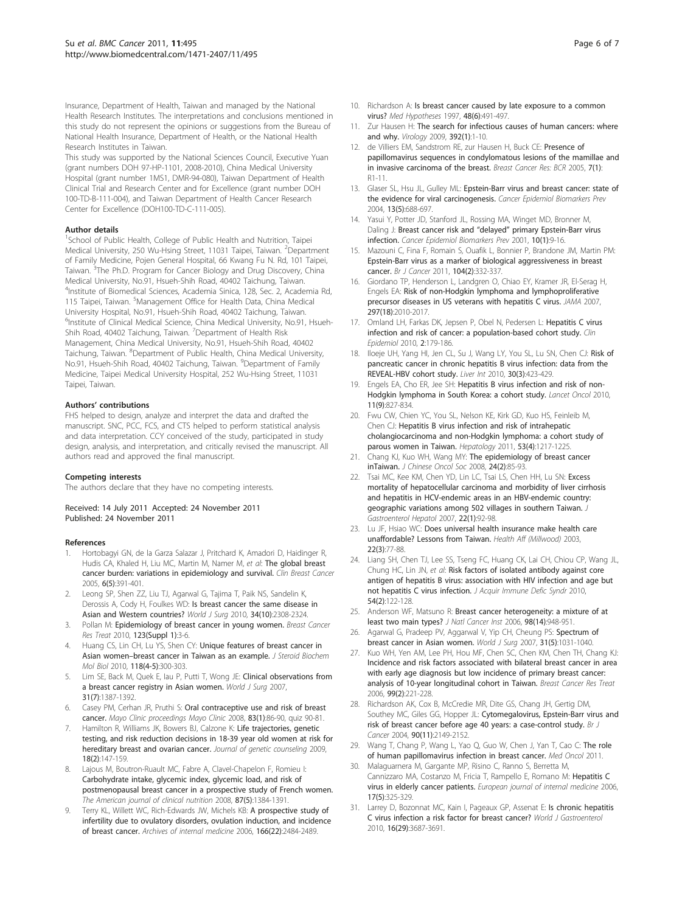Insurance, Department of Health, Taiwan and managed by the National Health Research Institutes. The interpretations and conclusions mentioned in this study do not represent the opinions or suggestions from the Bureau of National Health Insurance, Department of Health, or the National Health Research Institutes in Taiwan.

This study was supported by the National Sciences Council, Executive Yuan (grant numbers DOH 97-HP-1101, 2008-2010), China Medical University Hospital (grant number 1MS1, DMR-94-080), Taiwan Department of Health Clinical Trial and Research Center and for Excellence (grant number DOH 100-TD-B-111-004), and Taiwan Department of Health Cancer Research Center for Excellence (DOH100-TD-C-111-005).

#### Author details

[1]School of Public Health, College of Public Health and Nutrition, Taipei Medical University, 250 Wu-Hsing Street, 11031 Taipei, Taiwan. [2]Department of Family Medicine, Pojen General Hospital, 66 Kwang Fu N. Rd, 101 Taipei, Taiwan. [3]The Ph.D. Program for Cancer Biology and Drug Discovery, China Medical University, No.91, Hsueh-Shih Road, 40402 Taichung, Taiwan. [4]Institute of Biomedical Sciences, Academia Sinica, 128, Sec. 2, Academia Rd, 115 Taipei, Taiwan. [5]Management Office for Health Data, China Medical University Hospital, No.91, Hsueh-Shih Road, 40402 Taichung, Taiwan. [6]Institute of Clinical Medical Science, China Medical University, No.91, Hsueh-Shih Road, 40402 Taichung, Taiwan. [7]Department of Health Risk Management, China Medical University, No.91, Hsueh-Shih Road, 40402 Taichung, Taiwan. [8]Department of Public Health, China Medical University, No.91, Hsueh-Shih Road, 40402 Taichung, Taiwan. [9]Department of Family Medicine, Taipei Medical University Hospital, 252 Wu-Hsing Street, 11031 Taipei, Taiwan.

#### Authors' contributions

FHS helped to design, analyze and interpret the data and drafted the manuscript. SNC, PCC, FCS, and CTS helped to perform statistical analysis and data interpretation. CCY conceived of the study, participated in study design, analysis, and interpretation, and critically revised the manuscript. All authors read and approved the final manuscript.

#### Competing interests

The authors declare that they have no competing interests.

Received: 14 July 2011 Accepted: 24 November 2011
Published: 24 November 2011

#### References

1. Hortobagyi GN, de la Garza Salazar J, Pritchard K, Amadori D, Haidinger R, Hudis CA, Khaled H, Liu MC, Martin M, Namer M, *et al*: **The global breast cancer burden: variations in epidemiology and survival.** *Clin Breast Cancer* 2005, **6(5)**:391-401.
2. Leong SP, Shen ZZ, Liu TJ, Agarwal G, Tajima T, Paik NS, Sandelin K, Derossis A, Cody H, Foulkes WD: **Is breast cancer the same disease in Asian and Western countries?** *World J Surg* 2010, **34(10)**:2308-2324.
3. Pollan M: **Epidemiology of breast cancer in young women.** *Breast Cancer Res Treat* 2010, **123(Suppl 1)**:3-6.
4. Huang CS, Lin CH, Lu YS, Shen CY: **Unique features of breast cancer in Asian women–breast cancer in Taiwan as an example.** *J Steroid Biochem Mol Biol* 2010, **118(4-5)**:300-303.
5. Lim SE, Back M, Quek E, Iau P, Putti T, Wong JE: **Clinical observations from a breast cancer registry in Asian women.** *World J Surg* 2007, **31(7)**:1387-1392.
6. Casey PM, Cerhan JR, Pruthi S: **Oral contraceptive use and risk of breast cancer.** *Mayo Clinic proceedings Mayo Clinic* 2008, **83(1)**:86-90, quiz 90-81.
7. Hamilton R, Williams JK, Bowers BJ, Calzone K: **Life trajectories, genetic testing, and risk reduction decisions in 18-39 year old women at risk for hereditary breast and ovarian cancer.** *Journal of genetic counseling* 2009, **18(2)**:147-159.
8. Lajous M, Boutron-Ruault MC, Fabre A, Clavel-Chapelon F, Romieu I: **Carbohydrate intake, glycemic index, glycemic load, and risk of postmenopausal breast cancer in a prospective study of French women.** *The American journal of clinical nutrition* 2008, **87(5)**:1384-1391.
9. Terry KL, Willett WC, Rich-Edwards JW, Michels KB: **A prospective study of infertility due to ovulatory disorders, ovulation induction, and incidence of breast cancer.** *Archives of internal medicine* 2006, **166(22)**:2484-2489.
10. Richardson A: **Is breast cancer caused by late exposure to a common virus?** *Med Hypotheses* 1997, **48(6)**:491-497.
11. Zur Hausen H: **The search for infectious causes of human cancers: where and why.** *Virology* 2009, **392(1)**:1-10.
12. de Villiers EM, Sandstrom RE, zur Hausen H, Buck CE: **Presence of papillomavirus sequences in condylomatous lesions of the mamillae and in invasive carcinoma of the breast.** *Breast Cancer Res: BCR* 2005, **7(1)**: R1-11.
13. Glaser SL, Hsu JL, Gulley ML: **Epstein-Barr virus and breast cancer: state of the evidence for viral carcinogenesis.** *Cancer Epidemiol Biomarkers Prev* 2004, **13(5)**:688-697.
14. Yasui Y, Potter JD, Stanford JL, Rossing MA, Winget MD, Bronner M, Daling J: **Breast cancer risk and "delayed" primary Epstein-Barr virus infection.** *Cancer Epidemiol Biomarkers Prev* 2001, **10(1)**:9-16.
15. Mazouni C, Fina F, Romain S, Ouafik L, Bonnier P, Brandone JM, Martin PM: **Epstein-Barr virus as a marker of biological aggressiveness in breast cancer.** *Br J Cancer* 2011, **104(2)**:332-337.
16. Giordano TP, Henderson L, Landgren O, Chiao EY, Kramer JR, El-Serag H, Engels EA: **Risk of non-Hodgkin lymphoma and lymphoproliferative precursor diseases in US veterans with hepatitis C virus.** *JAMA* 2007, **297(18)**:2010-2017.
17. Omland LH, Farkas DK, Jepsen P, Obel N, Pedersen L: **Hepatitis C virus infection and risk of cancer: a population-based cohort study.** *Clin Epidemiol* 2010, **2**:179-186.
18. Iloeje UH, Yang HI, Jen CL, Su J, Wang LY, You SL, Lu SN, Chen CJ: **Risk of pancreatic cancer in chronic hepatitis B virus infection: data from the REVEAL-HBV cohort study.** *Liver Int* 2010, **30(3)**:423-429.
19. Engels EA, Cho ER, Jee SH: **Hepatitis B virus infection and risk of non-Hodgkin lymphoma in South Korea: a cohort study.** *Lancet Oncol* 2010, **11(9)**:827-834.
20. Fwu CW, Chien YC, You SL, Nelson KE, Kirk GD, Kuo HS, Feinleib M, Chen CJ: **Hepatitis B virus infection and risk of intrahepatic cholangiocarcinoma and non-Hodgkin lymphoma: a cohort study of parous women in Taiwan.** *Hepatology* 2011, **53(4)**:1217-1225.
21. Chang KJ, Kuo WH, Wang MY: **The epidemiology of breast cancer inTaiwan.** *J Chinese Oncol Soc* 2008, **24(2)**:85-93.
22. Tsai MC, Kee KM, Chen YD, Lin LC, Tsai LS, Chen HH, Lu SN: **Excess mortality of hepatocellular carcinoma and morbidity of liver cirrhosis and hepatitis in HCV-endemic areas in an HBV-endemic country: geographic variations among 502 villages in southern Taiwan.** *J Gastroenterol Hepatol* 2007, **22(1)**:92-98.
23. Lu JF, Hsiao WC: **Does universal health insurance make health care unaffordable? Lessons from Taiwan.** *Health Aff (Millwood)* 2003, **22(3)**:77-88.
24. Liang SH, Chen TJ, Lee SS, Tseng FC, Huang CK, Lai CH, Chiou CP, Wang JL, Chung HC, Lin JN, *et al*: **Risk factors of isolated antibody against core antigen of hepatitis B virus: association with HIV infection and age but not hepatitis C virus infection.** *J Acquir Immune Defic Syndr* 2010, **54(2)**:122-128.
25. Anderson WF, Matsuno R: **Breast cancer heterogeneity: a mixture of at least two main types?** *J Natl Cancer Inst* 2006, **98(14)**:948-951.
26. Agarwal G, Pradeep PV, Aggarwal V, Yip CH, Cheung PS: **Spectrum of breast cancer in Asian women.** *World J Surg* 2007, **31(5)**:1031-1040.
27. Kuo WH, Yen AM, Lee PH, Hou MF, Chen SC, Chen KM, Chen TH, Chang KJ: **Incidence and risk factors associated with bilateral breast cancer in area with early age diagnosis but low incidence of primary breast cancer: analysis of 10-year longitudinal cohort in Taiwan.** *Breast Cancer Res Treat* 2006, **99(2)**:221-228.
28. Richardson AK, Cox B, McCredie MR, Dite GS, Chang JH, Gertig DM, Southey MC, Giles GG, Hopper JL: **Cytomegalovirus, Epstein-Barr virus and risk of breast cancer before age 40 years: a case-control study.** *Br J Cancer* 2004, **90(11)**:2149-2152.
29. Wang T, Chang P, Wang L, Yao Q, Guo W, Chen J, Yan T, Cao C: **The role of human papillomavirus infection in breast cancer.** *Med Oncol* 2011.
30. Malaguarnera M, Gargante MP, Risino C, Ranno S, Berretta M, Cannizzaro MA, Costanzo M, Fricia T, Rampello E, Romano M: **Hepatitis C virus in elderly cancer patients.** *European journal of internal medicine* 2006, **17(5)**:325-329.
31. Larrey D, Bozonnat MC, Kain I, Pageaux GP, Assenat E: **Is chronic hepatitis C virus infection a risk factor for breast cancer?** *World J Gastroenterol* 2010, **16(29)**:3687-3691.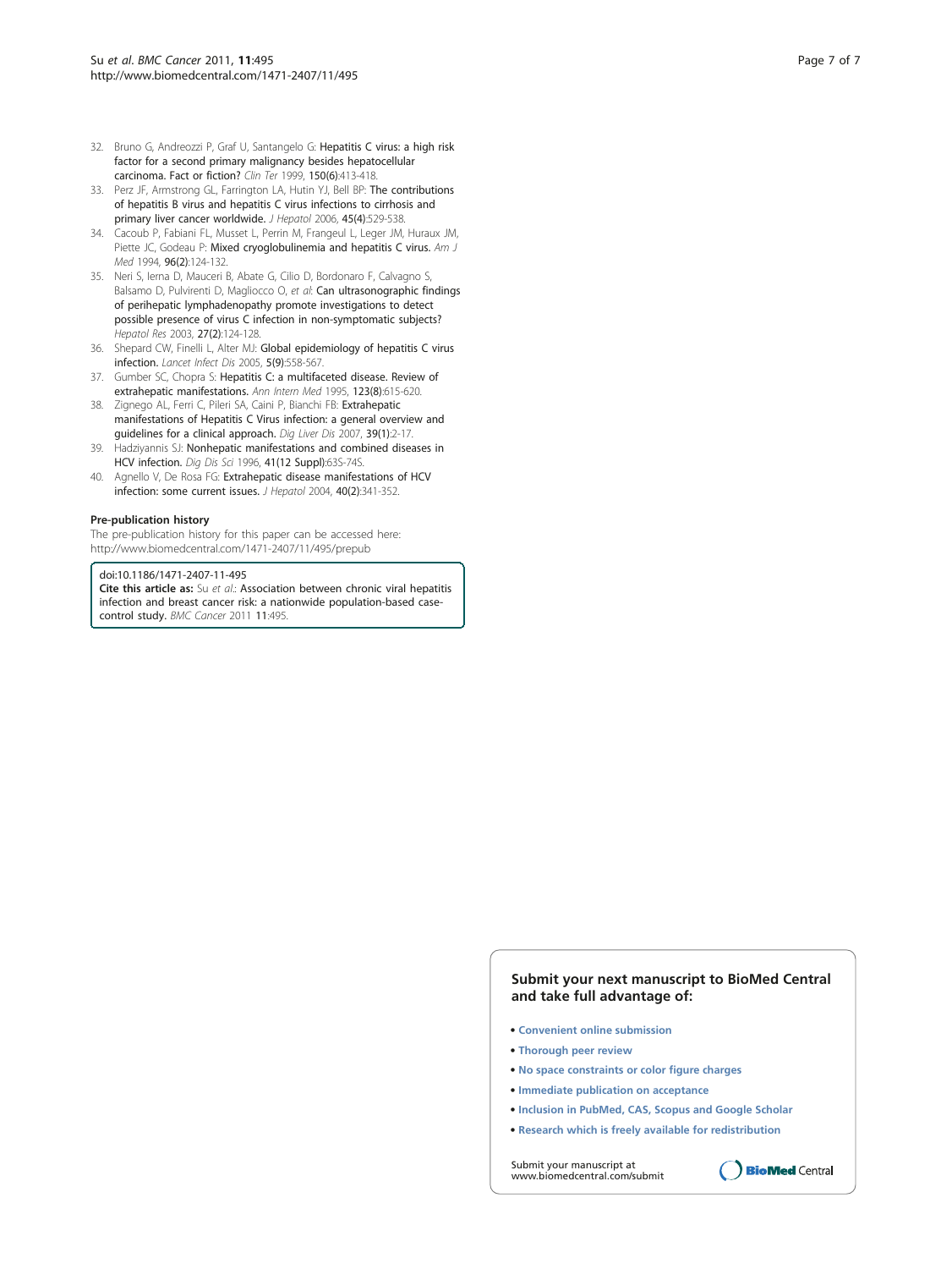32. Bruno G, Andreozzi P, Graf U, Santangelo G: **Hepatitis C virus: a high risk factor for a second primary malignancy besides hepatocellular carcinoma. Fact or fiction?** *Clin Ter* 1999, **150(6)**:413-418.
33. Perz JF, Armstrong GL, Farrington LA, Hutin YJ, Bell BP: **The contributions of hepatitis B virus and hepatitis C virus infections to cirrhosis and primary liver cancer worldwide.** *J Hepatol* 2006, **45(4)**:529-538.
34. Cacoub P, Fabiani FL, Musset L, Perrin M, Frangeul L, Leger JM, Huraux JM, Piette JC, Godeau P: **Mixed cryoglobulinemia and hepatitis C virus.** *Am J Med* 1994, **96(2)**:124-132.
35. Neri S, Ierna D, Mauceri B, Abate G, Cilio D, Bordonaro F, Calvagno S, Balsamo D, Pulvirenti D, Magliocco O, *et al*: **Can ultrasonographic findings of perihepatic lymphadenopathy promote investigations to detect possible presence of virus C infection in non-symptomatic subjects?** *Hepatol Res* 2003, **27(2)**:124-128.
36. Shepard CW, Finelli L, Alter MJ: **Global epidemiology of hepatitis C virus infection.** *Lancet Infect Dis* 2005, **5(9)**:558-567.
37. Gumber SC, Chopra S: **Hepatitis C: a multifaceted disease. Review of extrahepatic manifestations.** *Ann Intern Med* 1995, **123(8)**:615-620.
38. Zignego AL, Ferri C, Pileri SA, Caini P, Bianchi FB: **Extrahepatic manifestations of Hepatitis C Virus infection: a general overview and guidelines for a clinical approach.** *Dig Liver Dis* 2007, **39(1)**:2-17.
39. Hadziyannis SJ: **Nonhepatic manifestations and combined diseases in HCV infection.** *Dig Dis Sci* 1996, **41(12 Suppl)**:63S-74S.
40. Agnello V, De Rosa FG: **Extrahepatic disease manifestations of HCV infection: some current issues.** *J Hepatol* 2004, **40(2)**:341-352.

### Pre-publication history

The pre-publication history for this paper can be accessed here:
http://www.biomedcentral.com/1471-2407/11/495/prepub

doi:10.1186/1471-2407-11-495
**Cite this article as:** Su *et al.*: Association between chronic viral hepatitis infection and breast cancer risk: a nationwide population-based case-control study. *BMC Cancer* 2011 **11**:495.

**Submit your next manuscript to BioMed Central and take full advantage of:**

- Convenient online submission
- Thorough peer review
- No space constraints or color figure charges
- Immediate publication on acceptance
- Inclusion in PubMed, CAS, Scopus and Google Scholar
- Research which is freely available for redistribution

Submit your manuscript at
www.biomedcentral.com/submit

BioMed Central